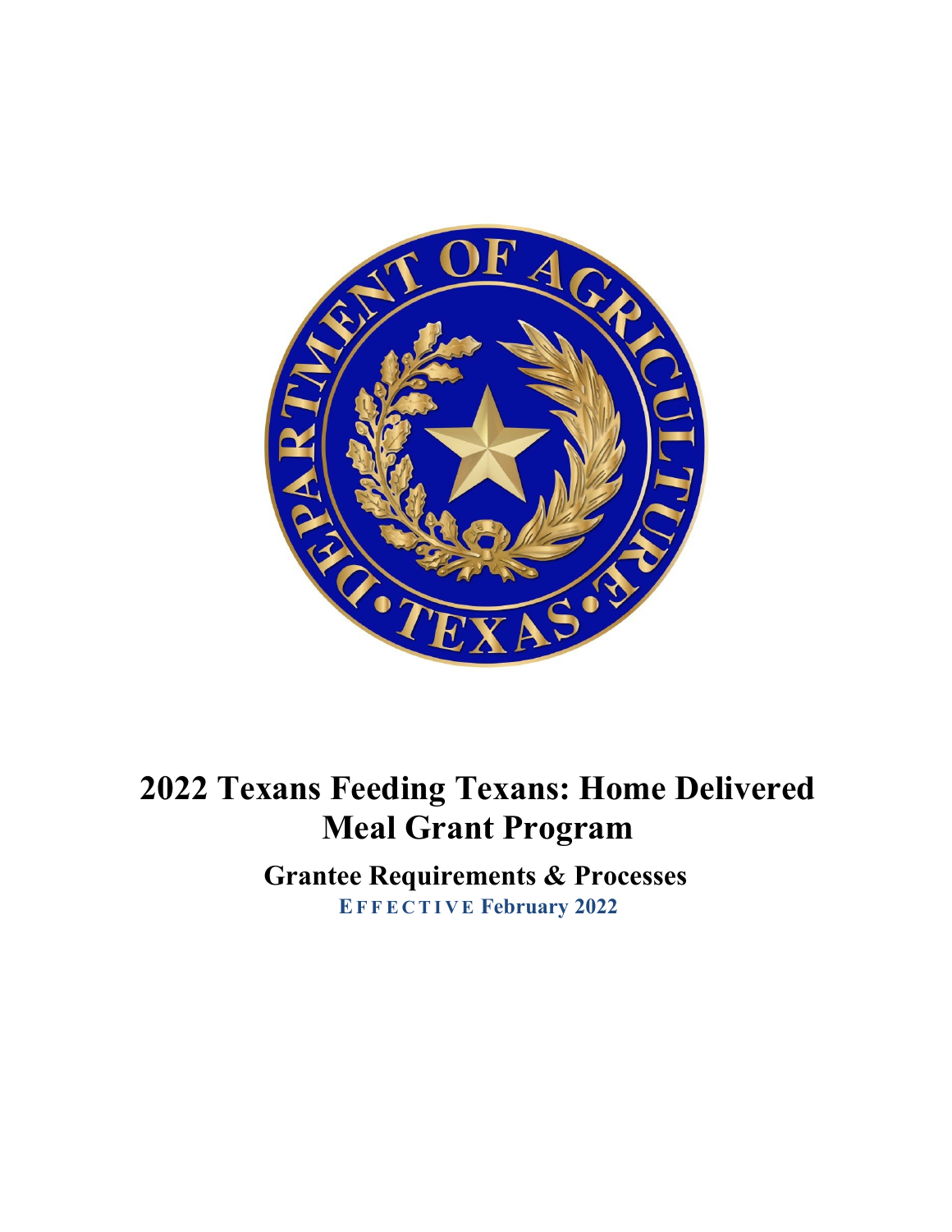# 2022 Texans Feeding Texans: Home Delivered Meal Grant Program

## Grantee Requirements & Processes

**EFFECTIVE February 2022**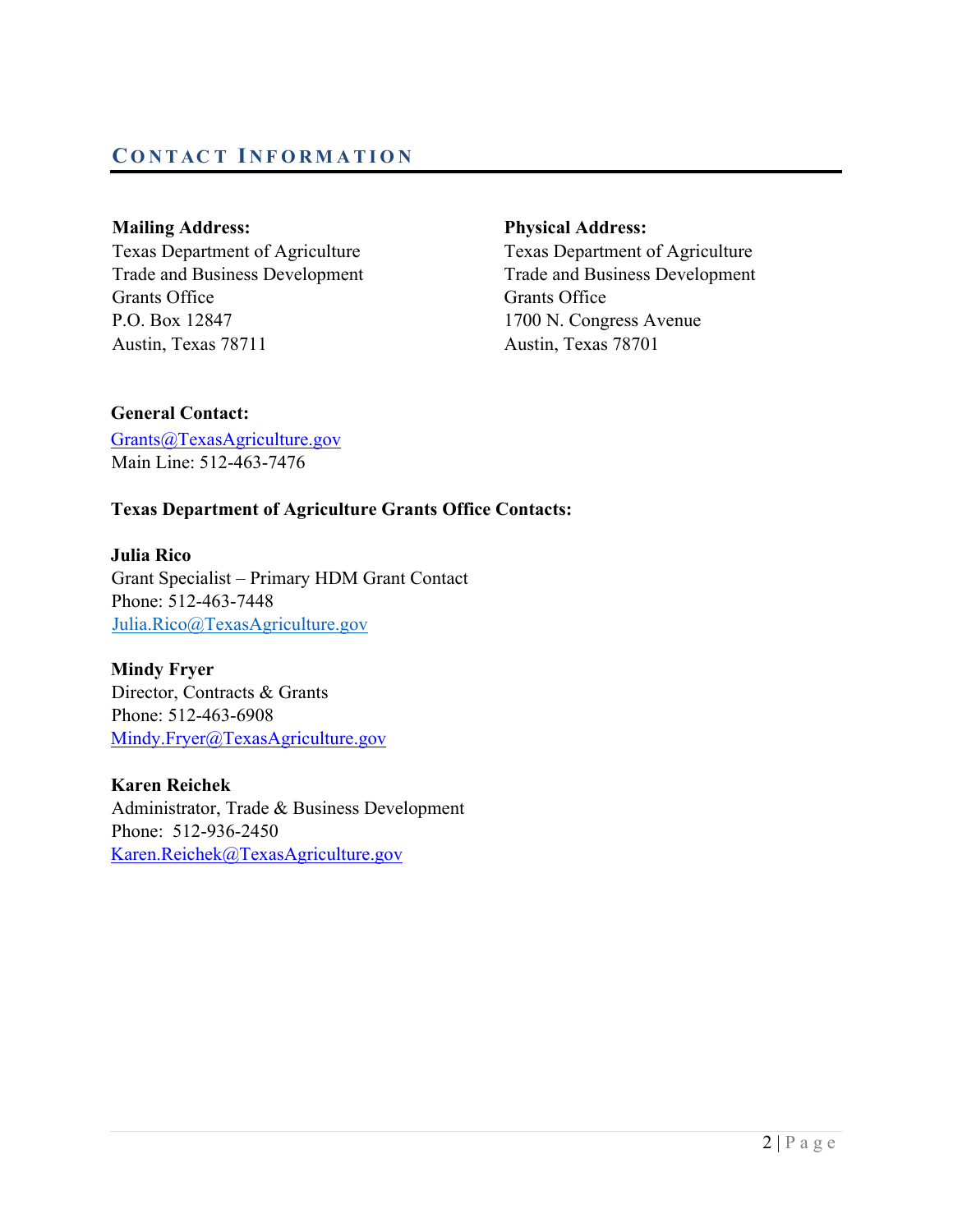## CONTACT INFORMATION

**Mailing Address:**
Texas Department of Agriculture
Trade and Business Development
Grants Office
P.O. Box 12847
Austin, Texas 78711

**Physical Address:**
Texas Department of Agriculture
Trade and Business Development
Grants Office
1700 N. Congress Avenue
Austin, Texas 78701

**General Contact:**
Grants@TexasAgriculture.gov
Main Line: 512-463-7476

**Texas Department of Agriculture Grants Office Contacts:**

**Julia Rico**
Grant Specialist – Primary HDM Grant Contact
Phone: 512-463-7448
Julia.Rico@TexasAgriculture.gov

**Mindy Fryer**
Director, Contracts & Grants
Phone: 512-463-6908
Mindy.Fryer@TexasAgriculture.gov

**Karen Reichek**
Administrator, Trade & Business Development
Phone: 512-936-2450
Karen.Reichek@TexasAgriculture.gov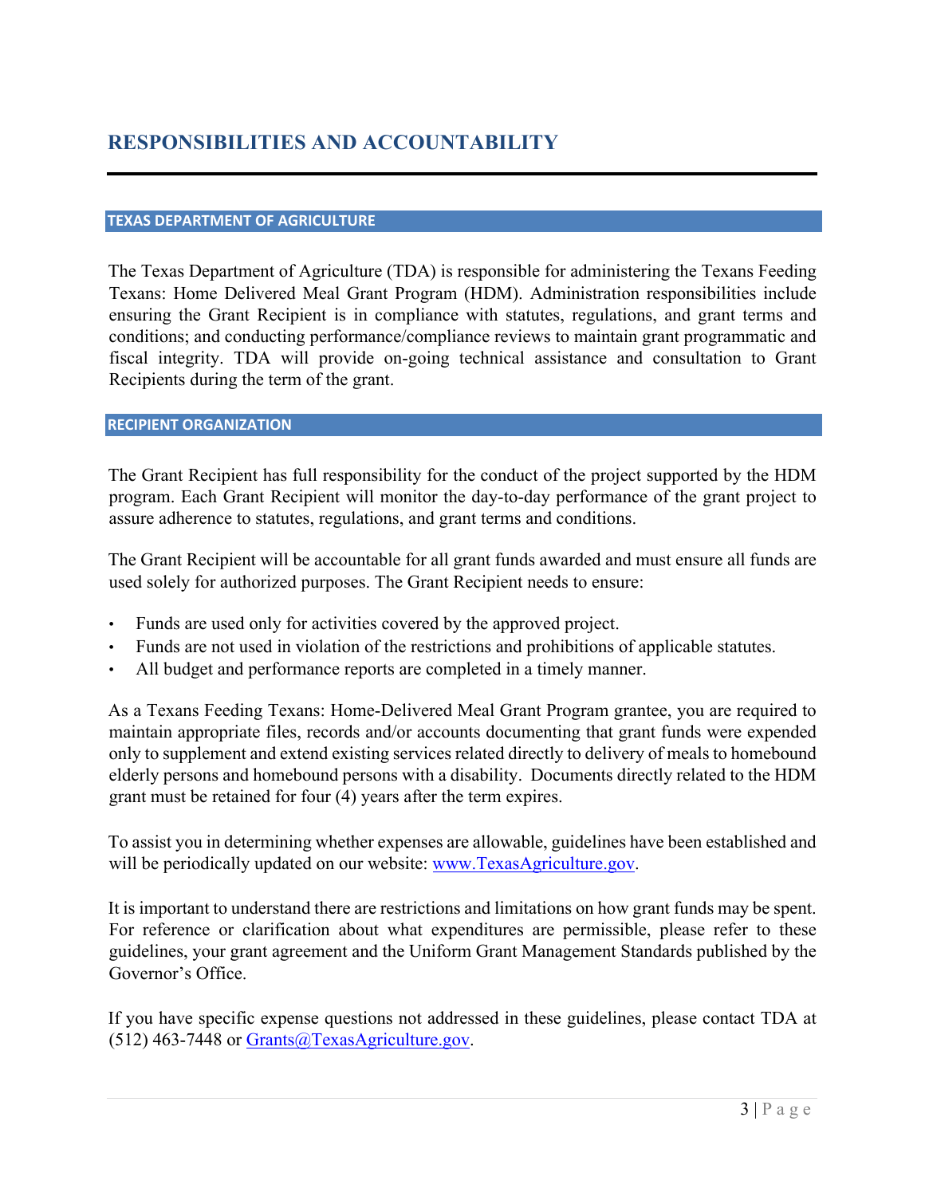# RESPONSIBILITIES AND ACCOUNTABILITY

## TEXAS DEPARTMENT OF AGRICULTURE

The Texas Department of Agriculture (TDA) is responsible for administering the Texans Feeding Texans: Home Delivered Meal Grant Program (HDM). Administration responsibilities include ensuring the Grant Recipient is in compliance with statutes, regulations, and grant terms and conditions; and conducting performance/compliance reviews to maintain grant programmatic and fiscal integrity. TDA will provide on-going technical assistance and consultation to Grant Recipients during the term of the grant.

## RECIPIENT ORGANIZATION

The Grant Recipient has full responsibility for the conduct of the project supported by the HDM program. Each Grant Recipient will monitor the day-to-day performance of the grant project to assure adherence to statutes, regulations, and grant terms and conditions.

The Grant Recipient will be accountable for all grant funds awarded and must ensure all funds are used solely for authorized purposes. The Grant Recipient needs to ensure:

- Funds are used only for activities covered by the approved project.
- Funds are not used in violation of the restrictions and prohibitions of applicable statutes.
- All budget and performance reports are completed in a timely manner.

As a Texans Feeding Texans: Home-Delivered Meal Grant Program grantee, you are required to maintain appropriate files, records and/or accounts documenting that grant funds were expended only to supplement and extend existing services related directly to delivery of meals to homebound elderly persons and homebound persons with a disability. Documents directly related to the HDM grant must be retained for four (4) years after the term expires.

To assist you in determining whether expenses are allowable, guidelines have been established and will be periodically updated on our website: www.TexasAgriculture.gov.

It is important to understand there are restrictions and limitations on how grant funds may be spent. For reference or clarification about what expenditures are permissible, please refer to these guidelines, your grant agreement and the Uniform Grant Management Standards published by the Governor's Office.

If you have specific expense questions not addressed in these guidelines, please contact TDA at (512) 463-7448 or Grants@TexasAgriculture.gov.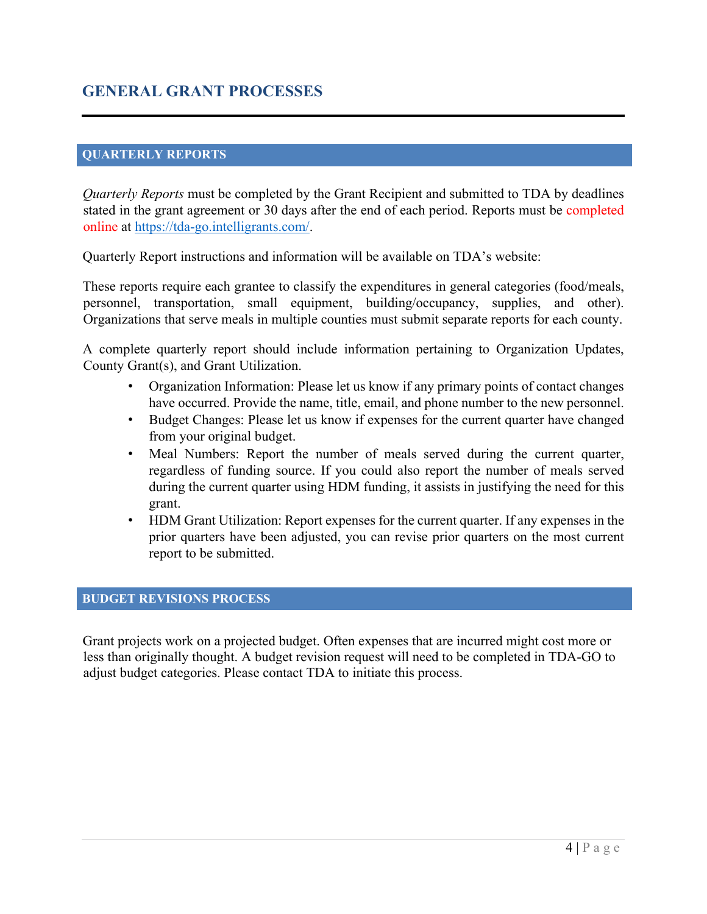# GENERAL GRANT PROCESSES

## QUARTERLY REPORTS

*Quarterly Reports* must be completed by the Grant Recipient and submitted to TDA by deadlines stated in the grant agreement or 30 days after the end of each period. Reports must be completed online at [https://tda-go.intelligrants.com/](https://tda-go.intelligrants.com/).

Quarterly Report instructions and information will be available on TDA's website:

These reports require each grantee to classify the expenditures in general categories (food/meals, personnel, transportation, small equipment, building/occupancy, supplies, and other). Organizations that serve meals in multiple counties must submit separate reports for each county.

A complete quarterly report should include information pertaining to Organization Updates, County Grant(s), and Grant Utilization.

- Organization Information: Please let us know if any primary points of contact changes have occurred. Provide the name, title, email, and phone number to the new personnel.
- Budget Changes: Please let us know if expenses for the current quarter have changed from your original budget.
- Meal Numbers: Report the number of meals served during the current quarter, regardless of funding source. If you could also report the number of meals served during the current quarter using HDM funding, it assists in justifying the need for this grant.
- HDM Grant Utilization: Report expenses for the current quarter. If any expenses in the prior quarters have been adjusted, you can revise prior quarters on the most current report to be submitted.

## BUDGET REVISIONS PROCESS

Grant projects work on a projected budget. Often expenses that are incurred might cost more or less than originally thought. A budget revision request will need to be completed in TDA-GO to adjust budget categories. Please contact TDA to initiate this process.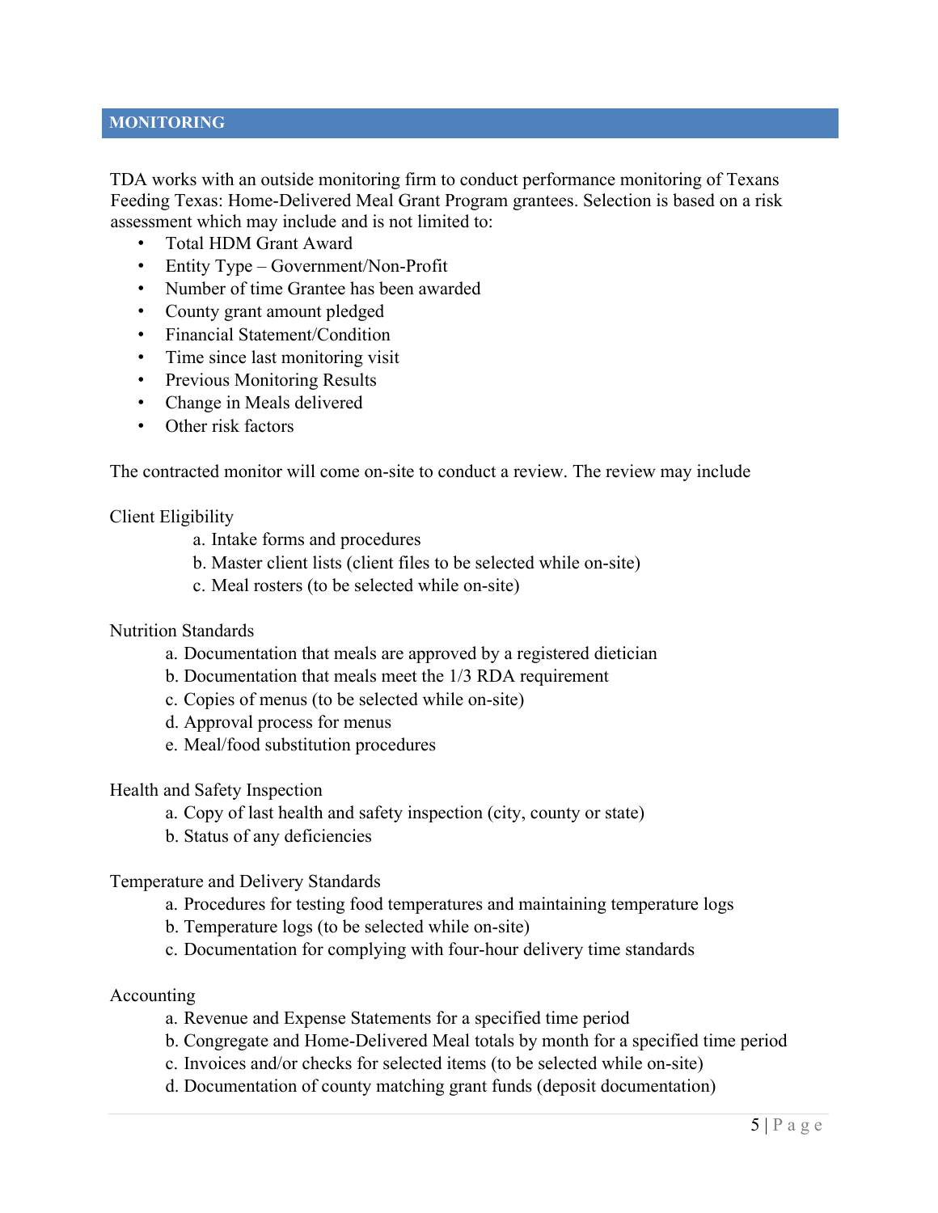## MONITORING

TDA works with an outside monitoring firm to conduct performance monitoring of Texans Feeding Texas: Home-Delivered Meal Grant Program grantees. Selection is based on a risk assessment which may include and is not limited to:

- Total HDM Grant Award
- Entity Type – Government/Non-Profit
- Number of time Grantee has been awarded
- County grant amount pledged
- Financial Statement/Condition
- Time since last monitoring visit
- Previous Monitoring Results
- Change in Meals delivered
- Other risk factors

The contracted monitor will come on-site to conduct a review. The review may include

Client Eligibility

a. Intake forms and procedures
b. Master client lists (client files to be selected while on-site)
c. Meal rosters (to be selected while on-site)

Nutrition Standards

a. Documentation that meals are approved by a registered dietician
b. Documentation that meals meet the 1/3 RDA requirement
c. Copies of menus (to be selected while on-site)
d. Approval process for menus
e. Meal/food substitution procedures

Health and Safety Inspection

a. Copy of last health and safety inspection (city, county or state)
b. Status of any deficiencies

Temperature and Delivery Standards

a. Procedures for testing food temperatures and maintaining temperature logs
b. Temperature logs (to be selected while on-site)
c. Documentation for complying with four-hour delivery time standards

Accounting

a. Revenue and Expense Statements for a specified time period
b. Congregate and Home-Delivered Meal totals by month for a specified time period
c. Invoices and/or checks for selected items (to be selected while on-site)
d. Documentation of county matching grant funds (deposit documentation)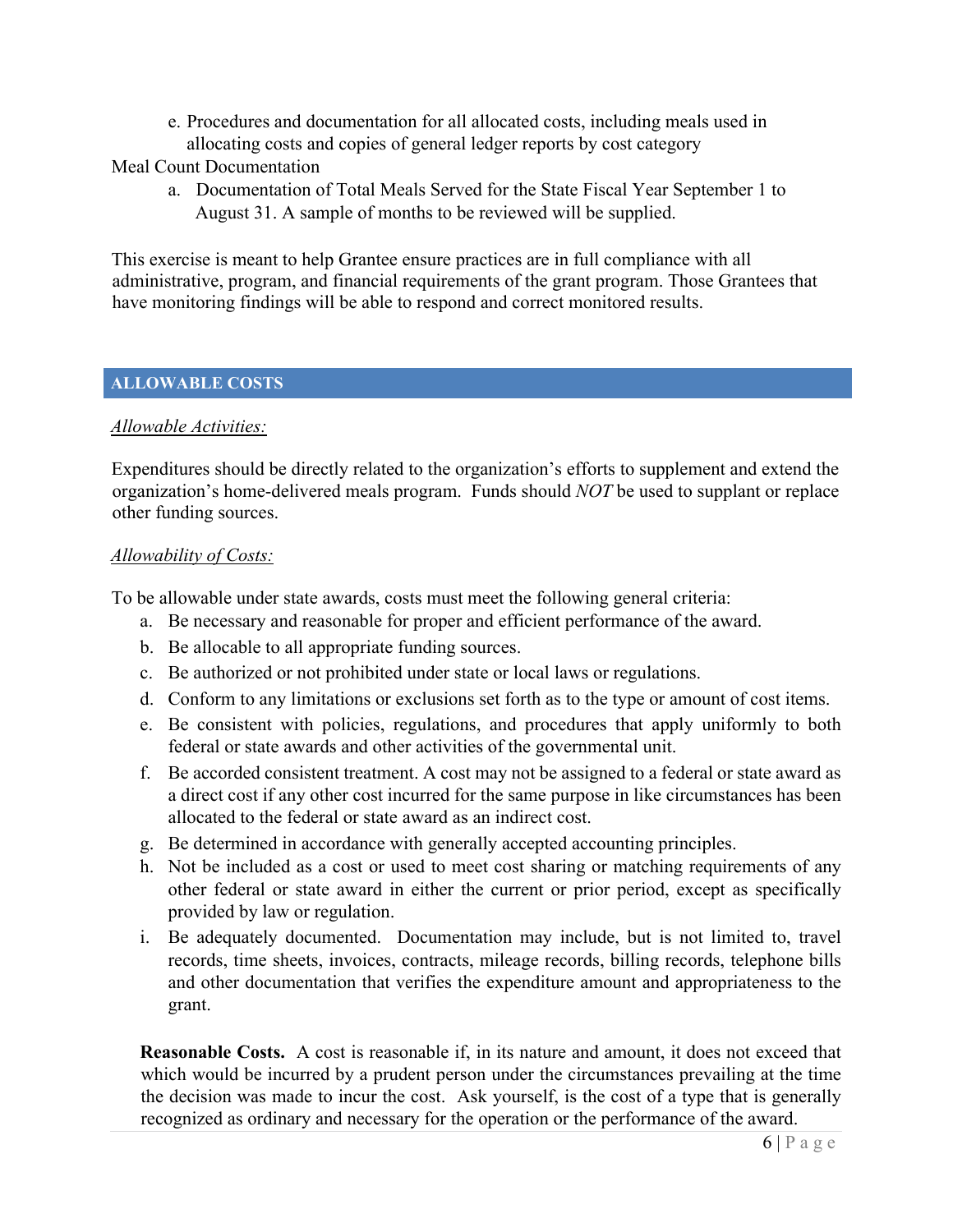e. Procedures and documentation for all allocated costs, including meals used in allocating costs and copies of general ledger reports by cost category

Meal Count Documentation

a. Documentation of Total Meals Served for the State Fiscal Year September 1 to August 31. A sample of months to be reviewed will be supplied.

This exercise is meant to help Grantee ensure practices are in full compliance with all administrative, program, and financial requirements of the grant program. Those Grantees that have monitoring findings will be able to respond and correct monitored results.

## ALLOWABLE COSTS

*Allowable Activities:*

Expenditures should be directly related to the organization's efforts to supplement and extend the organization's home-delivered meals program. Funds should *NOT* be used to supplant or replace other funding sources.

*Allowability of Costs:*

To be allowable under state awards, costs must meet the following general criteria:

a. Be necessary and reasonable for proper and efficient performance of the award.
b. Be allocable to all appropriate funding sources.
c. Be authorized or not prohibited under state or local laws or regulations.
d. Conform to any limitations or exclusions set forth as to the type or amount of cost items.
e. Be consistent with policies, regulations, and procedures that apply uniformly to both federal or state awards and other activities of the governmental unit.
f. Be accorded consistent treatment. A cost may not be assigned to a federal or state award as a direct cost if any other cost incurred for the same purpose in like circumstances has been allocated to the federal or state award as an indirect cost.
g. Be determined in accordance with generally accepted accounting principles.
h. Not be included as a cost or used to meet cost sharing or matching requirements of any other federal or state award in either the current or prior period, except as specifically provided by law or regulation.
i. Be adequately documented. Documentation may include, but is not limited to, travel records, time sheets, invoices, contracts, mileage records, billing records, telephone bills and other documentation that verifies the expenditure amount and appropriateness to the grant.

**Reasonable Costs.** A cost is reasonable if, in its nature and amount, it does not exceed that which would be incurred by a prudent person under the circumstances prevailing at the time the decision was made to incur the cost. Ask yourself, is the cost of a type that is generally recognized as ordinary and necessary for the operation or the performance of the award.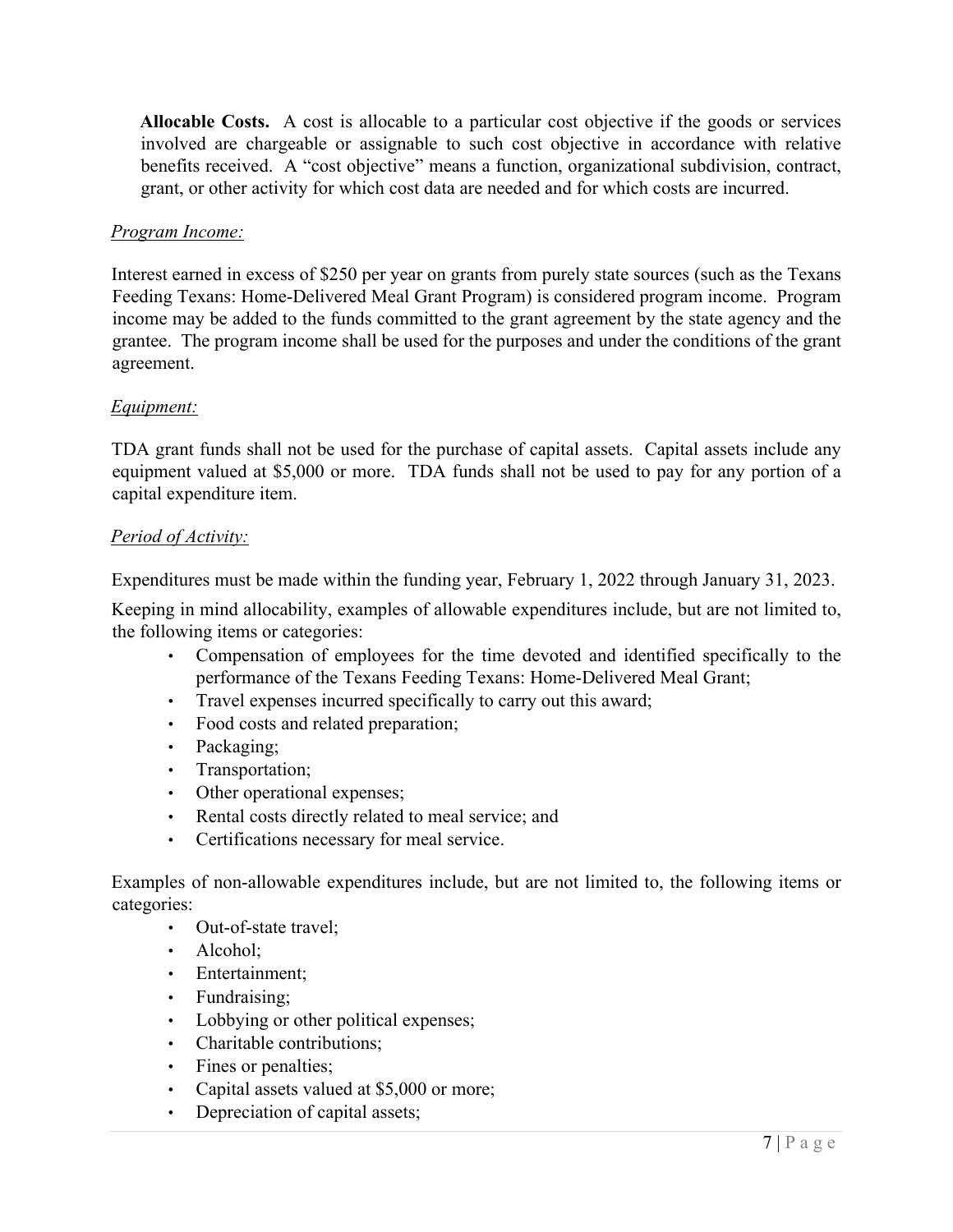**Allocable Costs.** A cost is allocable to a particular cost objective if the goods or services involved are chargeable or assignable to such cost objective in accordance with relative benefits received. A "cost objective" means a function, organizational subdivision, contract, grant, or other activity for which cost data are needed and for which costs are incurred.

*Program Income:*

Interest earned in excess of $250 per year on grants from purely state sources (such as the Texans Feeding Texans: Home-Delivered Meal Grant Program) is considered program income. Program income may be added to the funds committed to the grant agreement by the state agency and the grantee. The program income shall be used for the purposes and under the conditions of the grant agreement.

*Equipment:*

TDA grant funds shall not be used for the purchase of capital assets. Capital assets include any equipment valued at $5,000 or more. TDA funds shall not be used to pay for any portion of a capital expenditure item.

*Period of Activity:*

Expenditures must be made within the funding year, February 1, 2022 through January 31, 2023.

Keeping in mind allocability, examples of allowable expenditures include, but are not limited to, the following items or categories:

- Compensation of employees for the time devoted and identified specifically to the performance of the Texans Feeding Texans: Home-Delivered Meal Grant;
- Travel expenses incurred specifically to carry out this award;
- Food costs and related preparation;
- Packaging;
- Transportation;
- Other operational expenses;
- Rental costs directly related to meal service; and
- Certifications necessary for meal service.

Examples of non-allowable expenditures include, but are not limited to, the following items or categories:

- Out-of-state travel;
- Alcohol;
- Entertainment;
- Fundraising;
- Lobbying or other political expenses;
- Charitable contributions;
- Fines or penalties;
- Capital assets valued at $5,000 or more;
- Depreciation of capital assets;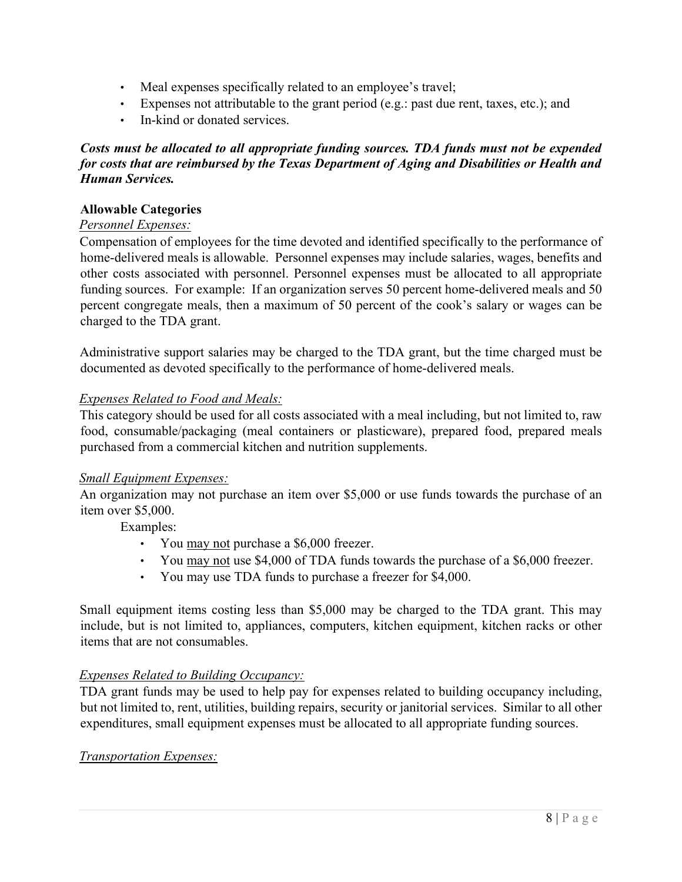- Meal expenses specifically related to an employee's travel;
- Expenses not attributable to the grant period (e.g.: past due rent, taxes, etc.); and
- In-kind or donated services.

***Costs must be allocated to all appropriate funding sources. TDA funds must not be expended for costs that are reimbursed by the Texas Department of Aging and Disabilities or Health and Human Services.***

**Allowable Categories**

*Personnel Expenses:*

Compensation of employees for the time devoted and identified specifically to the performance of home-delivered meals is allowable. Personnel expenses may include salaries, wages, benefits and other costs associated with personnel. Personnel expenses must be allocated to all appropriate funding sources. For example: If an organization serves 50 percent home-delivered meals and 50 percent congregate meals, then a maximum of 50 percent of the cook's salary or wages can be charged to the TDA grant.

Administrative support salaries may be charged to the TDA grant, but the time charged must be documented as devoted specifically to the performance of home-delivered meals.

*Expenses Related to Food and Meals:*

This category should be used for all costs associated with a meal including, but not limited to, raw food, consumable/packaging (meal containers or plasticware), prepared food, prepared meals purchased from a commercial kitchen and nutrition supplements.

*Small Equipment Expenses:*

An organization may not purchase an item over $5,000 or use funds towards the purchase of an item over $5,000.

Examples:

- You may not purchase a $6,000 freezer.
- You may not use $4,000 of TDA funds towards the purchase of a $6,000 freezer.
- You may use TDA funds to purchase a freezer for $4,000.

Small equipment items costing less than $5,000 may be charged to the TDA grant. This may include, but is not limited to, appliances, computers, kitchen equipment, kitchen racks or other items that are not consumables.

*Expenses Related to Building Occupancy:*

TDA grant funds may be used to help pay for expenses related to building occupancy including, but not limited to, rent, utilities, building repairs, security or janitorial services. Similar to all other expenditures, small equipment expenses must be allocated to all appropriate funding sources.

*Transportation Expenses:*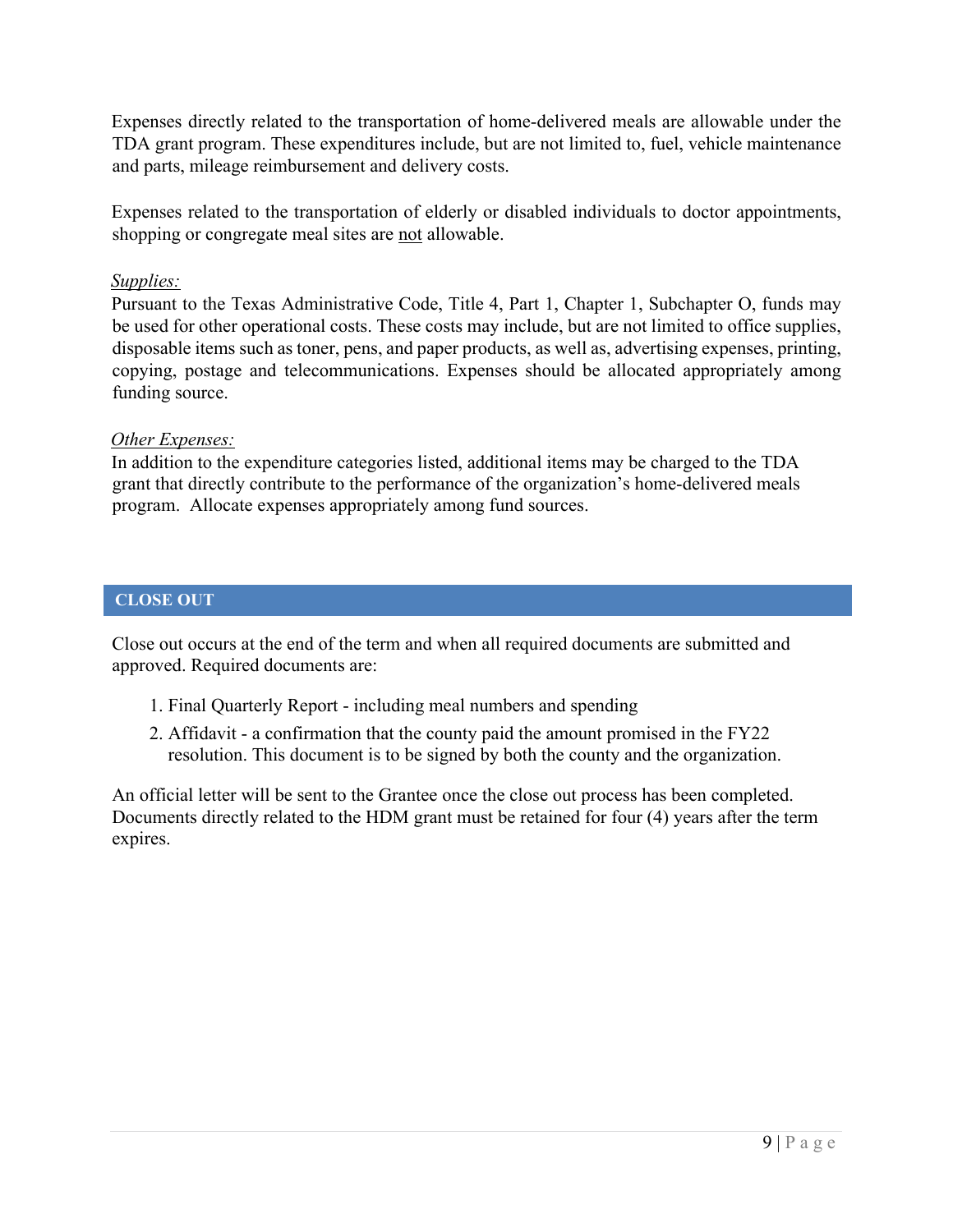Expenses directly related to the transportation of home-delivered meals are allowable under the TDA grant program. These expenditures include, but are not limited to, fuel, vehicle maintenance and parts, mileage reimbursement and delivery costs.

Expenses related to the transportation of elderly or disabled individuals to doctor appointments, shopping or congregate meal sites are not allowable.

*Supplies:*

Pursuant to the Texas Administrative Code, Title 4, Part 1, Chapter 1, Subchapter O, funds may be used for other operational costs. These costs may include, but are not limited to office supplies, disposable items such as toner, pens, and paper products, as well as, advertising expenses, printing, copying, postage and telecommunications. Expenses should be allocated appropriately among funding source.

*Other Expenses:*

In addition to the expenditure categories listed, additional items may be charged to the TDA grant that directly contribute to the performance of the organization's home-delivered meals program. Allocate expenses appropriately among fund sources.

## CLOSE OUT

Close out occurs at the end of the term and when all required documents are submitted and approved. Required documents are:

1. Final Quarterly Report - including meal numbers and spending
2. Affidavit - a confirmation that the county paid the amount promised in the FY22 resolution. This document is to be signed by both the county and the organization.

An official letter will be sent to the Grantee once the close out process has been completed. Documents directly related to the HDM grant must be retained for four (4) years after the term expires.